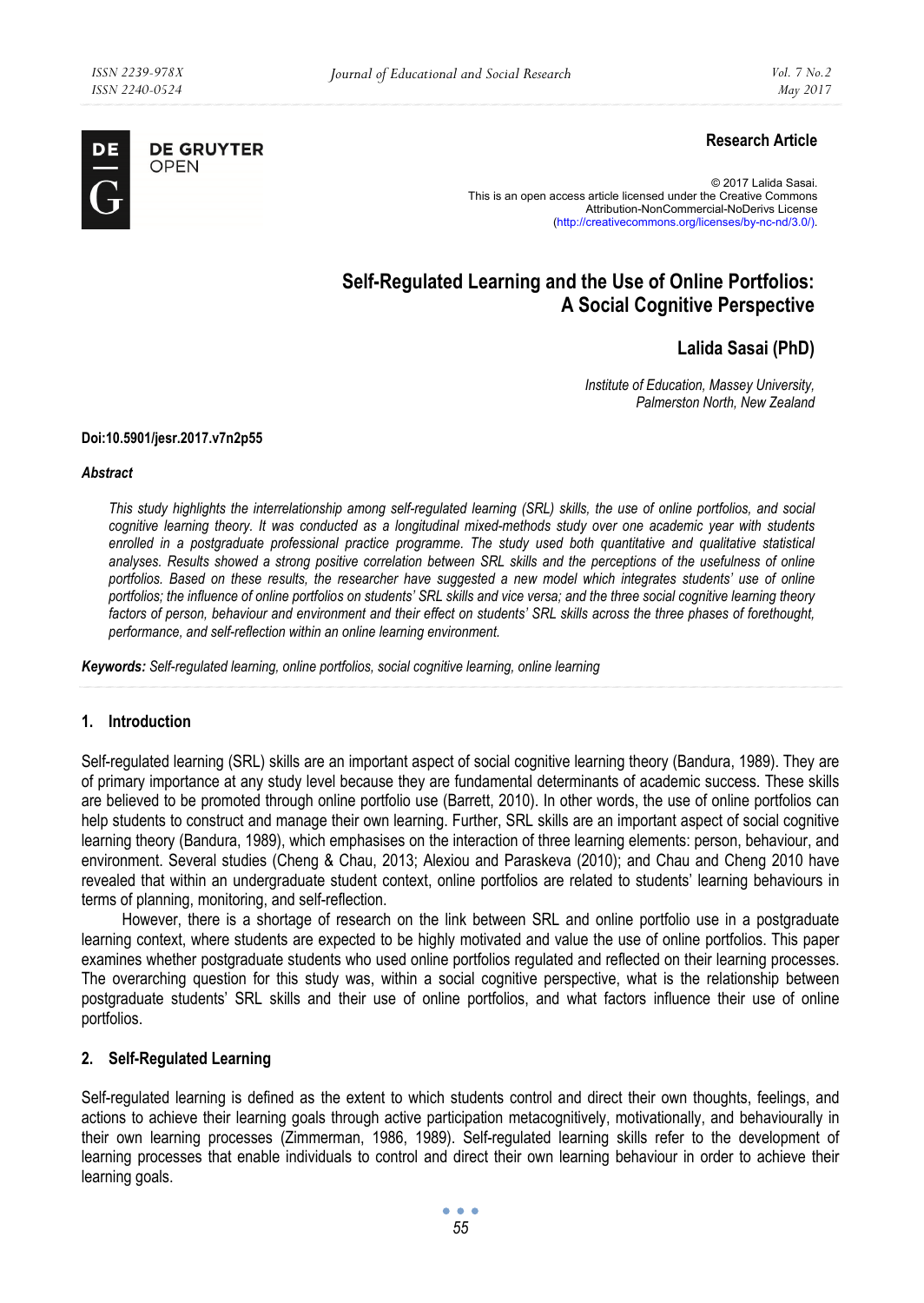**Research Article**

© 2017 Lalida Sasai.
This is an open access article licensed under the Creative Commons Attribution-NonCommercial-NoDerivs License (http://creativecommons.org/licenses/by-nc-nd/3.0/).

# Self-Regulated Learning and the Use of Online Portfolios: A Social Cognitive Perspective

**Lalida Sasai (PhD)**

*Institute of Education, Massey University, Palmerston North, New Zealand*

**Doi:10.5901/jesr.2017.v7n2p55**

***Abstract***

*This study highlights the interrelationship among self-regulated learning (SRL) skills, the use of online portfolios, and social cognitive learning theory. It was conducted as a longitudinal mixed-methods study over one academic year with students enrolled in a postgraduate professional practice programme. The study used both quantitative and qualitative statistical analyses. Results showed a strong positive correlation between SRL skills and the perceptions of the usefulness of online portfolios. Based on these results, the researcher have suggested a new model which integrates students' use of online portfolios; the influence of online portfolios on students' SRL skills and vice versa; and the three social cognitive learning theory factors of person, behaviour and environment and their effect on students' SRL skills across the three phases of forethought, performance, and self-reflection within an online learning environment.*

***Keywords:*** *Self-regulated learning, online portfolios, social cognitive learning, online learning*

## 1. Introduction

Self-regulated learning (SRL) skills are an important aspect of social cognitive learning theory (Bandura, 1989). They are of primary importance at any study level because they are fundamental determinants of academic success. These skills are believed to be promoted through online portfolio use (Barrett, 2010). In other words, the use of online portfolios can help students to construct and manage their own learning. Further, SRL skills are an important aspect of social cognitive learning theory (Bandura, 1989), which emphasises on the interaction of three learning elements: person, behaviour, and environment. Several studies (Cheng & Chau, 2013; Alexiou and Paraskeva (2010); and Chau and Cheng 2010 have revealed that within an undergraduate student context, online portfolios are related to students' learning behaviours in terms of planning, monitoring, and self-reflection.

However, there is a shortage of research on the link between SRL and online portfolio use in a postgraduate learning context, where students are expected to be highly motivated and value the use of online portfolios. This paper examines whether postgraduate students who used online portfolios regulated and reflected on their learning processes. The overarching question for this study was, within a social cognitive perspective, what is the relationship between postgraduate students' SRL skills and their use of online portfolios, and what factors influence their use of online portfolios.

## 2. Self-Regulated Learning

Self-regulated learning is defined as the extent to which students control and direct their own thoughts, feelings, and actions to achieve their learning goals through active participation metacognitively, motivationally, and behaviourally in their own learning processes (Zimmerman, 1986, 1989). Self-regulated learning skills refer to the development of learning processes that enable individuals to control and direct their own learning behaviour in order to achieve their learning goals.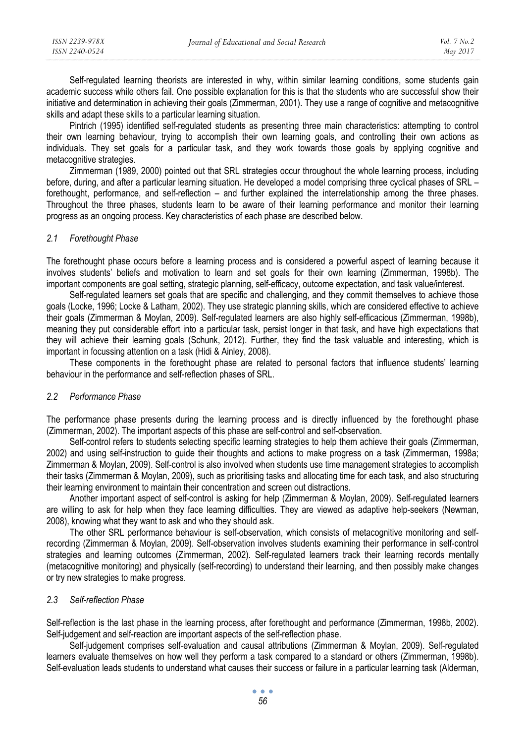Self-regulated learning theorists are interested in why, within similar learning conditions, some students gain academic success while others fail. One possible explanation for this is that the students who are successful show their initiative and determination in achieving their goals (Zimmerman, 2001). They use a range of cognitive and metacognitive skills and adapt these skills to a particular learning situation.

Pintrich (1995) identified self-regulated students as presenting three main characteristics: attempting to control their own learning behaviour, trying to accomplish their own learning goals, and controlling their own actions as individuals. They set goals for a particular task, and they work towards those goals by applying cognitive and metacognitive strategies.

Zimmerman (1989, 2000) pointed out that SRL strategies occur throughout the whole learning process, including before, during, and after a particular learning situation. He developed a model comprising three cyclical phases of SRL – forethought, performance, and self-reflection – and further explained the interrelationship among the three phases. Throughout the three phases, students learn to be aware of their learning performance and monitor their learning progress as an ongoing process. Key characteristics of each phase are described below.

### 2.1 *Forethought Phase*

The forethought phase occurs before a learning process and is considered a powerful aspect of learning because it involves students' beliefs and motivation to learn and set goals for their own learning (Zimmerman, 1998b). The important components are goal setting, strategic planning, self-efficacy, outcome expectation, and task value/interest.

Self-regulated learners set goals that are specific and challenging, and they commit themselves to achieve those goals (Locke, 1996; Locke & Latham, 2002). They use strategic planning skills, which are considered effective to achieve their goals (Zimmerman & Moylan, 2009). Self-regulated learners are also highly self-efficacious (Zimmerman, 1998b), meaning they put considerable effort into a particular task, persist longer in that task, and have high expectations that they will achieve their learning goals (Schunk, 2012). Further, they find the task valuable and interesting, which is important in focussing attention on a task (Hidi & Ainley, 2008).

These components in the forethought phase are related to personal factors that influence students' learning behaviour in the performance and self-reflection phases of SRL.

### 2.2 *Performance Phase*

The performance phase presents during the learning process and is directly influenced by the forethought phase (Zimmerman, 2002). The important aspects of this phase are self-control and self-observation.

Self-control refers to students selecting specific learning strategies to help them achieve their goals (Zimmerman, 2002) and using self-instruction to guide their thoughts and actions to make progress on a task (Zimmerman, 1998a; Zimmerman & Moylan, 2009). Self-control is also involved when students use time management strategies to accomplish their tasks (Zimmerman & Moylan, 2009), such as prioritising tasks and allocating time for each task, and also structuring their learning environment to maintain their concentration and screen out distractions.

Another important aspect of self-control is asking for help (Zimmerman & Moylan, 2009). Self-regulated learners are willing to ask for help when they face learning difficulties. They are viewed as adaptive help-seekers (Newman, 2008), knowing what they want to ask and who they should ask.

The other SRL performance behaviour is self-observation, which consists of metacognitive monitoring and self-recording (Zimmerman & Moylan, 2009). Self-observation involves students examining their performance in self-control strategies and learning outcomes (Zimmerman, 2002). Self-regulated learners track their learning records mentally (metacognitive monitoring) and physically (self-recording) to understand their learning, and then possibly make changes or try new strategies to make progress.

### 2.3 *Self-reflection Phase*

Self-reflection is the last phase in the learning process, after forethought and performance (Zimmerman, 1998b, 2002). Self-judgement and self-reaction are important aspects of the self-reflection phase.

Self-judgement comprises self-evaluation and causal attributions (Zimmerman & Moylan, 2009). Self-regulated learners evaluate themselves on how well they perform a task compared to a standard or others (Zimmerman, 1998b). Self-evaluation leads students to understand what causes their success or failure in a particular learning task (Alderman,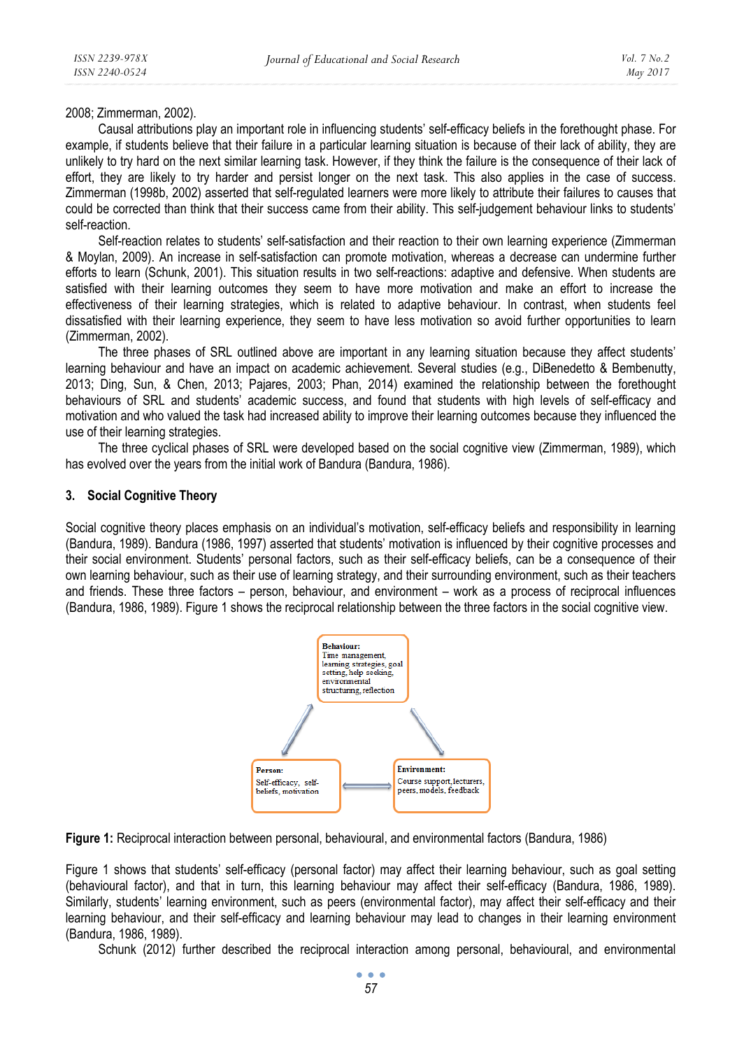2008; Zimmerman, 2002).

Causal attributions play an important role in influencing students' self-efficacy beliefs in the forethought phase. For example, if students believe that their failure in a particular learning situation is because of their lack of ability, they are unlikely to try hard on the next similar learning task. However, if they think the failure is the consequence of their lack of effort, they are likely to try harder and persist longer on the next task. This also applies in the case of success. Zimmerman (1998b, 2002) asserted that self-regulated learners were more likely to attribute their failures to causes that could be corrected than think that their success came from their ability. This self-judgement behaviour links to students' self-reaction.

Self-reaction relates to students' self-satisfaction and their reaction to their own learning experience (Zimmerman & Moylan, 2009). An increase in self-satisfaction can promote motivation, whereas a decrease can undermine further efforts to learn (Schunk, 2001). This situation results in two self-reactions: adaptive and defensive. When students are satisfied with their learning outcomes they seem to have more motivation and make an effort to increase the effectiveness of their learning strategies, which is related to adaptive behaviour. In contrast, when students feel dissatisfied with their learning experience, they seem to have less motivation so avoid further opportunities to learn (Zimmerman, 2002).

The three phases of SRL outlined above are important in any learning situation because they affect students' learning behaviour and have an impact on academic achievement. Several studies (e.g., DiBenedetto & Bembenutty, 2013; Ding, Sun, & Chen, 2013; Pajares, 2003; Phan, 2014) examined the relationship between the forethought behaviours of SRL and students' academic success, and found that students with high levels of self-efficacy and motivation and who valued the task had increased ability to improve their learning outcomes because they influenced the use of their learning strategies.

The three cyclical phases of SRL were developed based on the social cognitive view (Zimmerman, 1989), which has evolved over the years from the initial work of Bandura (Bandura, 1986).

## 3. Social Cognitive Theory

Social cognitive theory places emphasis on an individual's motivation, self-efficacy beliefs and responsibility in learning (Bandura, 1989). Bandura (1986, 1997) asserted that students' motivation is influenced by their cognitive processes and their social environment. Students' personal factors, such as their self-efficacy beliefs, can be a consequence of their own learning behaviour, such as their use of learning strategy, and their surrounding environment, such as their teachers and friends. These three factors – person, behaviour, and environment – work as a process of reciprocal influences (Bandura, 1986, 1989). Figure 1 shows the reciprocal relationship between the three factors in the social cognitive view.

**Behaviour:** Time management, learning strategies, goal setting, help seeking, environmental structuring, reflection

**Person:** Self-efficacy, self-beliefs, motivation

**Environment:** Course support, lecturers, peers, models, feedback

**Figure 1:** Reciprocal interaction between personal, behavioural, and environmental factors (Bandura, 1986)

Figure 1 shows that students' self-efficacy (personal factor) may affect their learning behaviour, such as goal setting (behavioural factor), and that in turn, this learning behaviour may affect their self-efficacy (Bandura, 1986, 1989). Similarly, students' learning environment, such as peers (environmental factor), may affect their self-efficacy and their learning behaviour, and their self-efficacy and learning behaviour may lead to changes in their learning environment (Bandura, 1986, 1989).

Schunk (2012) further described the reciprocal interaction among personal, behavioural, and environmental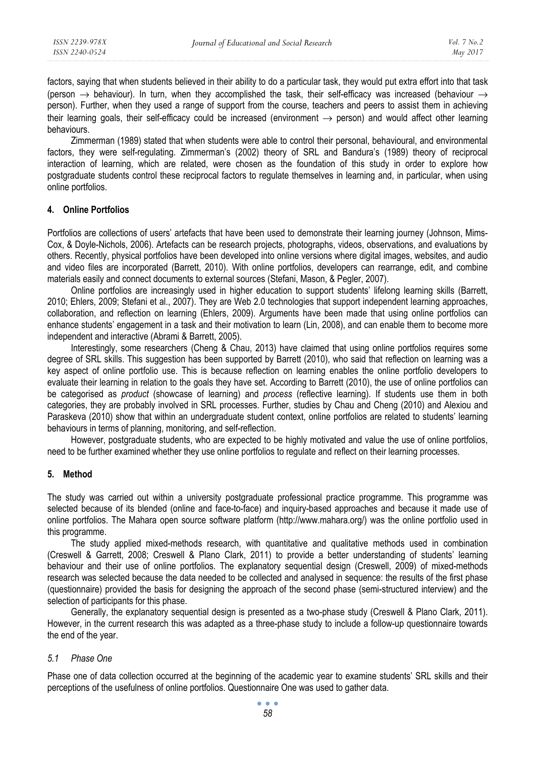factors, saying that when students believed in their ability to do a particular task, they would put extra effort into that task (person → behaviour). In turn, when they accomplished the task, their self-efficacy was increased (behaviour → person). Further, when they used a range of support from the course, teachers and peers to assist them in achieving their learning goals, their self-efficacy could be increased (environment → person) and would affect other learning behaviours.

Zimmerman (1989) stated that when students were able to control their personal, behavioural, and environmental factors, they were self-regulating. Zimmerman's (2002) theory of SRL and Bandura's (1989) theory of reciprocal interaction of learning, which are related, were chosen as the foundation of this study in order to explore how postgraduate students control these reciprocal factors to regulate themselves in learning and, in particular, when using online portfolios.

## 4. Online Portfolios

Portfolios are collections of users' artefacts that have been used to demonstrate their learning journey (Johnson, Mims-Cox, & Doyle-Nichols, 2006). Artefacts can be research projects, photographs, videos, observations, and evaluations by others. Recently, physical portfolios have been developed into online versions where digital images, websites, and audio and video files are incorporated (Barrett, 2010). With online portfolios, developers can rearrange, edit, and combine materials easily and connect documents to external sources (Stefani, Mason, & Pegler, 2007).

Online portfolios are increasingly used in higher education to support students' lifelong learning skills (Barrett, 2010; Ehlers, 2009; Stefani et al., 2007). They are Web 2.0 technologies that support independent learning approaches, collaboration, and reflection on learning (Ehlers, 2009). Arguments have been made that using online portfolios can enhance students' engagement in a task and their motivation to learn (Lin, 2008), and can enable them to become more independent and interactive (Abrami & Barrett, 2005).

Interestingly, some researchers (Cheng & Chau, 2013) have claimed that using online portfolios requires some degree of SRL skills. This suggestion has been supported by Barrett (2010), who said that reflection on learning was a key aspect of online portfolio use. This is because reflection on learning enables the online portfolio developers to evaluate their learning in relation to the goals they have set. According to Barrett (2010), the use of online portfolios can be categorised as *product* (showcase of learning) and *process* (reflective learning). If students use them in both categories, they are probably involved in SRL processes. Further, studies by Chau and Cheng (2010) and Alexiou and Paraskeva (2010) show that within an undergraduate student context, online portfolios are related to students' learning behaviours in terms of planning, monitoring, and self-reflection.

However, postgraduate students, who are expected to be highly motivated and value the use of online portfolios, need to be further examined whether they use online portfolios to regulate and reflect on their learning processes.

## 5. Method

The study was carried out within a university postgraduate professional practice programme. This programme was selected because of its blended (online and face-to-face) and inquiry-based approaches and because it made use of online portfolios. The Mahara open source software platform (http://www.mahara.org/) was the online portfolio used in this programme.

The study applied mixed-methods research, with quantitative and qualitative methods used in combination (Creswell & Garrett, 2008; Creswell & Plano Clark, 2011) to provide a better understanding of students' learning behaviour and their use of online portfolios. The explanatory sequential design (Creswell, 2009) of mixed-methods research was selected because the data needed to be collected and analysed in sequence: the results of the first phase (questionnaire) provided the basis for designing the approach of the second phase (semi-structured interview) and the selection of participants for this phase.

Generally, the explanatory sequential design is presented as a two-phase study (Creswell & Plano Clark, 2011). However, in the current research this was adapted as a three-phase study to include a follow-up questionnaire towards the end of the year.

### 5.1 Phase One

Phase one of data collection occurred at the beginning of the academic year to examine students' SRL skills and their perceptions of the usefulness of online portfolios. Questionnaire One was used to gather data.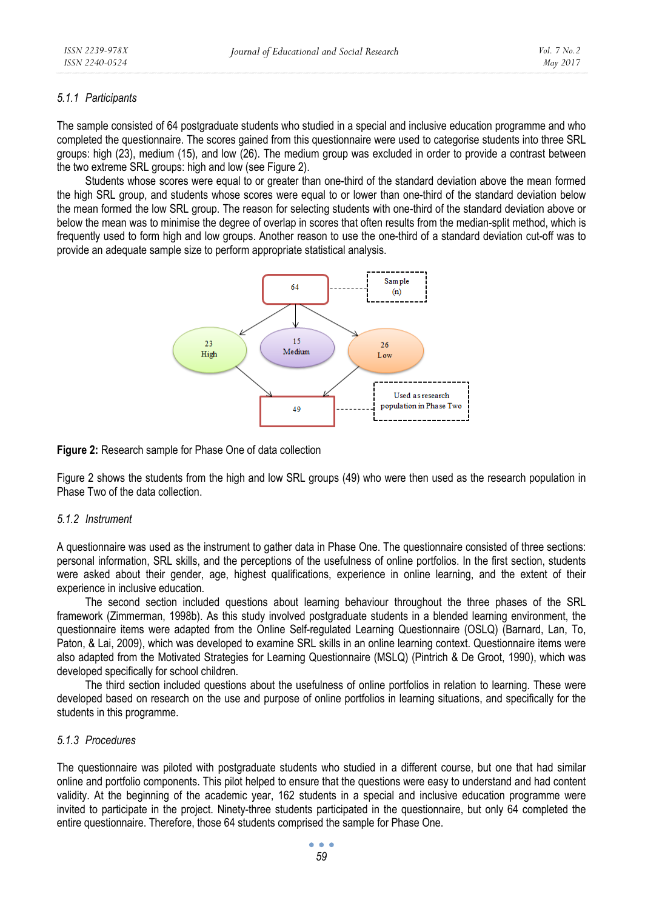#### 5.1.1 Participants

The sample consisted of 64 postgraduate students who studied in a special and inclusive education programme and who completed the questionnaire. The scores gained from this questionnaire were used to categorise students into three SRL groups: high (23), medium (15), and low (26). The medium group was excluded in order to provide a contrast between the two extreme SRL groups: high and low (see Figure 2).

Students whose scores were equal to or greater than one-third of the standard deviation above the mean formed the high SRL group, and students whose scores were equal to or lower than one-third of the standard deviation below the mean formed the low SRL group. The reason for selecting students with one-third of the standard deviation above or below the mean was to minimise the degree of overlap in scores that often results from the median-split method, which is frequently used to form high and low groups. Another reason to use the one-third of a standard deviation cut-off was to provide an adequate sample size to perform appropriate statistical analysis.

**Figure 2:** Research sample for Phase One of data collection

Figure 2 shows the students from the high and low SRL groups (49) who were then used as the research population in Phase Two of the data collection.

#### 5.1.2 Instrument

A questionnaire was used as the instrument to gather data in Phase One. The questionnaire consisted of three sections: personal information, SRL skills, and the perceptions of the usefulness of online portfolios. In the first section, students were asked about their gender, age, highest qualifications, experience in online learning, and the extent of their experience in inclusive education.

The second section included questions about learning behaviour throughout the three phases of the SRL framework (Zimmerman, 1998b). As this study involved postgraduate students in a blended learning environment, the questionnaire items were adapted from the Online Self-regulated Learning Questionnaire (OSLQ) (Barnard, Lan, To, Paton, & Lai, 2009), which was developed to examine SRL skills in an online learning context. Questionnaire items were also adapted from the Motivated Strategies for Learning Questionnaire (MSLQ) (Pintrich & De Groot, 1990), which was developed specifically for school children.

The third section included questions about the usefulness of online portfolios in relation to learning. These were developed based on research on the use and purpose of online portfolios in learning situations, and specifically for the students in this programme.

#### 5.1.3 Procedures

The questionnaire was piloted with postgraduate students who studied in a different course, but one that had similar online and portfolio components. This pilot helped to ensure that the questions were easy to understand and had content validity. At the beginning of the academic year, 162 students in a special and inclusive education programme were invited to participate in the project. Ninety-three students participated in the questionnaire, but only 64 completed the entire questionnaire. Therefore, those 64 students comprised the sample for Phase One.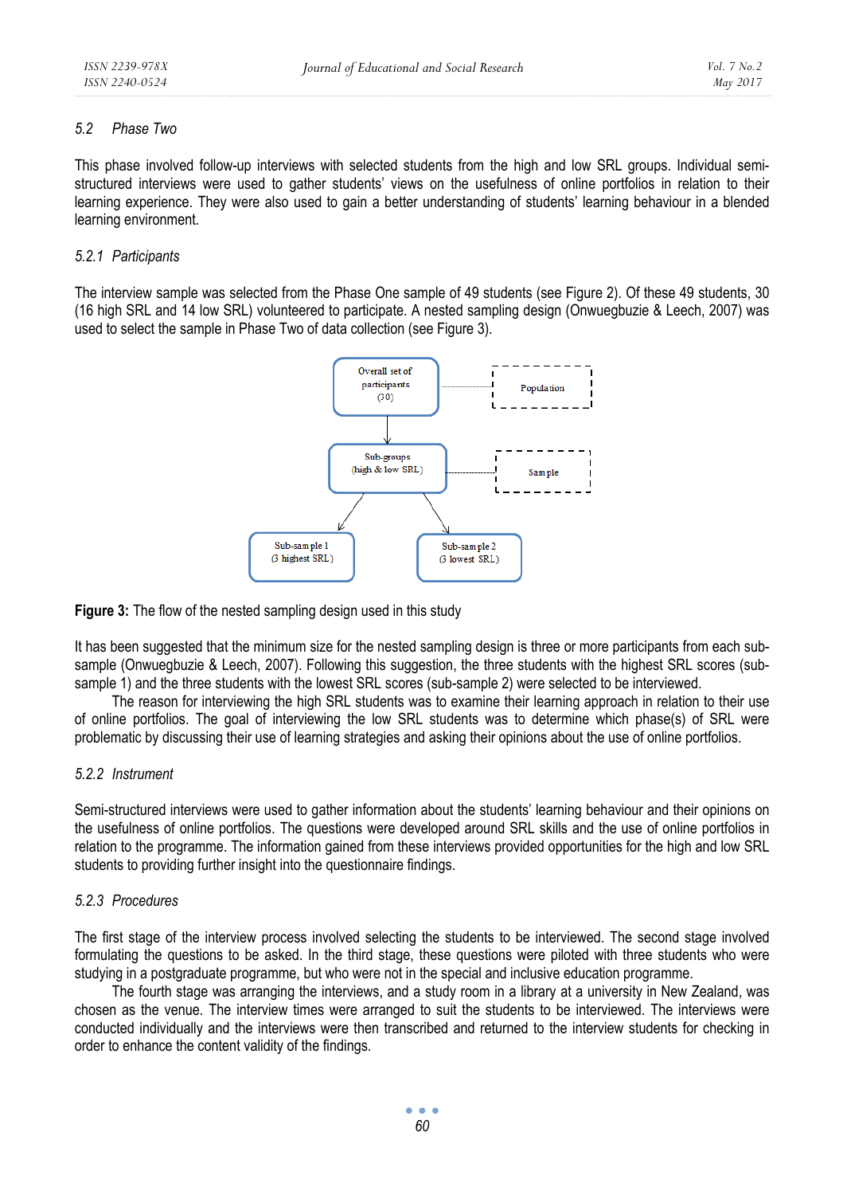## 5.2 Phase Two

This phase involved follow-up interviews with selected students from the high and low SRL groups. Individual semi-structured interviews were used to gather students' views on the usefulness of online portfolios in relation to their learning experience. They were also used to gain a better understanding of students' learning behaviour in a blended learning environment.

### 5.2.1 Participants

The interview sample was selected from the Phase One sample of 49 students (see Figure 2). Of these 49 students, 30 (16 high SRL and 14 low SRL) volunteered to participate. A nested sampling design (Onwuegbuzie & Leech, 2007) was used to select the sample in Phase Two of data collection (see Figure 3).

Overall set of participants (30) — Population

Sub-groups (high & low SRL) — Sample

Sub-sample 1 (3 highest SRL)

Sub-sample 2 (3 lowest SRL)

**Figure 3:** The flow of the nested sampling design used in this study

It has been suggested that the minimum size for the nested sampling design is three or more participants from each sub-sample (Onwuegbuzie & Leech, 2007). Following this suggestion, the three students with the highest SRL scores (sub-sample 1) and the three students with the lowest SRL scores (sub-sample 2) were selected to be interviewed.

The reason for interviewing the high SRL students was to examine their learning approach in relation to their use of online portfolios. The goal of interviewing the low SRL students was to determine which phase(s) of SRL were problematic by discussing their use of learning strategies and asking their opinions about the use of online portfolios.

### 5.2.2 Instrument

Semi-structured interviews were used to gather information about the students' learning behaviour and their opinions on the usefulness of online portfolios. The questions were developed around SRL skills and the use of online portfolios in relation to the programme. The information gained from these interviews provided opportunities for the high and low SRL students to providing further insight into the questionnaire findings.

### 5.2.3 Procedures

The first stage of the interview process involved selecting the students to be interviewed. The second stage involved formulating the questions to be asked. In the third stage, these questions were piloted with three students who were studying in a postgraduate programme, but who were not in the special and inclusive education programme.

The fourth stage was arranging the interviews, and a study room in a library at a university in New Zealand, was chosen as the venue. The interview times were arranged to suit the students to be interviewed. The interviews were conducted individually and the interviews were then transcribed and returned to the interview students for checking in order to enhance the content validity of the findings.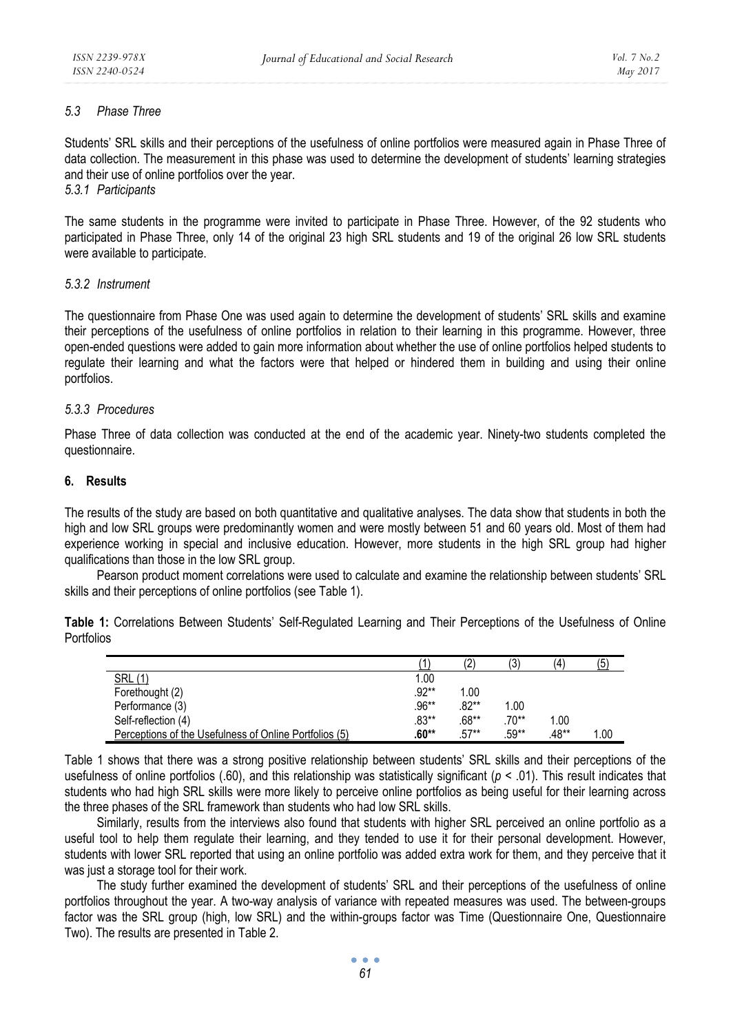### 5.3 Phase Three

Students' SRL skills and their perceptions of the usefulness of online portfolios were measured again in Phase Three of data collection. The measurement in this phase was used to determine the development of students' learning strategies and their use of online portfolios over the year.

#### 5.3.1 Participants

The same students in the programme were invited to participate in Phase Three. However, of the 92 students who participated in Phase Three, only 14 of the original 23 high SRL students and 19 of the original 26 low SRL students were available to participate.

#### 5.3.2 Instrument

The questionnaire from Phase One was used again to determine the development of students' SRL skills and examine their perceptions of the usefulness of online portfolios in relation to their learning in this programme. However, three open-ended questions were added to gain more information about whether the use of online portfolios helped students to regulate their learning and what the factors were that helped or hindered them in building and using their online portfolios.

#### 5.3.3 Procedures

Phase Three of data collection was conducted at the end of the academic year. Ninety-two students completed the questionnaire.

## 6. Results

The results of the study are based on both quantitative and qualitative analyses. The data show that students in both the high and low SRL groups were predominantly women and were mostly between 51 and 60 years old. Most of them had experience working in special and inclusive education. However, more students in the high SRL group had higher qualifications than those in the low SRL group.

Pearson product moment correlations were used to calculate and examine the relationship between students' SRL skills and their perceptions of online portfolios (see Table 1).

**Table 1:** Correlations Between Students' Self-Regulated Learning and Their Perceptions of the Usefulness of Online Portfolios

| | (1) | (2) | (3) | (4) | (5) |
|---|---|---|---|---|---|
| SRL (1) | 1.00 | | | | |
| Forethought (2) | .92** | 1.00 | | | |
| Performance (3) | .96** | .82** | 1.00 | | |
| Self-reflection (4) | .83** | .68** | .70** | 1.00 | |
| Perceptions of the Usefulness of Online Portfolios (5) | **.60**** | .57** | .59** | .48** | 1.00 |

Table 1 shows that there was a strong positive relationship between students' SRL skills and their perceptions of the usefulness of online portfolios (.60), and this relationship was statistically significant ($p < .01$). This result indicates that students who had high SRL skills were more likely to perceive online portfolios as being useful for their learning across the three phases of the SRL framework than students who had low SRL skills.

Similarly, results from the interviews also found that students with higher SRL perceived an online portfolio as a useful tool to help them regulate their learning, and they tended to use it for their personal development. However, students with lower SRL reported that using an online portfolio was added extra work for them, and they perceive that it was just a storage tool for their work.

The study further examined the development of students' SRL and their perceptions of the usefulness of online portfolios throughout the year. A two-way analysis of variance with repeated measures was used. The between-groups factor was the SRL group (high, low SRL) and the within-groups factor was Time (Questionnaire One, Questionnaire Two). The results are presented in Table 2.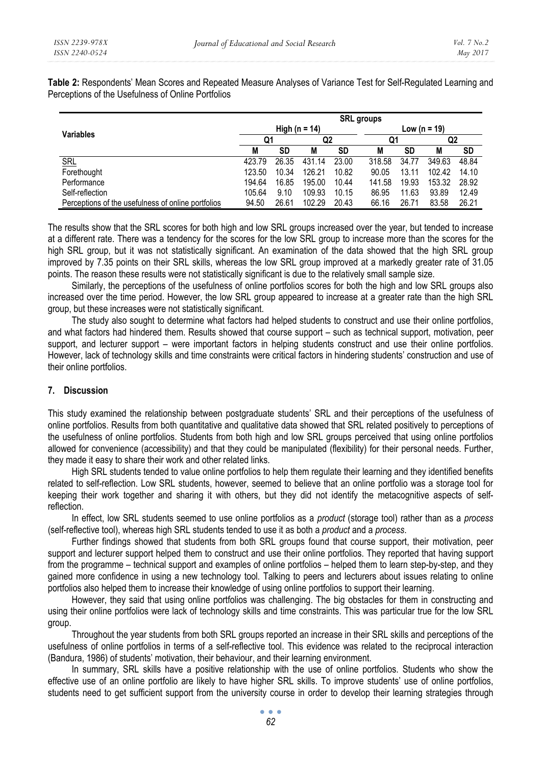**Table 2:** Respondents' Mean Scores and Repeated Measure Analyses of Variance Test for Self-Regulated Learning and Perceptions of the Usefulness of Online Portfolios

| Variables | SRL groups | | | | | | | |
|---|---|---|---|---|---|---|---|---|
| | High (n = 14) | | | | Low (n = 19) | | | |
| | Q1 | | Q2 | | Q1 | | Q2 | |
| | M | SD | M | SD | M | SD | M | SD |
| SRL | 423.79 | 26.35 | 431.14 | 23.00 | 318.58 | 34.77 | 349.63 | 48.84 |
| Forethought | 123.50 | 10.34 | 126.21 | 10.82 | 90.05 | 13.11 | 102.42 | 14.10 |
| Performance | 194.64 | 16.85 | 195.00 | 10.44 | 141.58 | 19.93 | 153.32 | 28.92 |
| Self-reflection | 105.64 | 9.10 | 109.93 | 10.15 | 86.95 | 11.63 | 93.89 | 12.49 |
| Perceptions of the usefulness of online portfolios | 94.50 | 26.61 | 102.29 | 20.43 | 66.16 | 26.71 | 83.58 | 26.21 |

The results show that the SRL scores for both high and low SRL groups increased over the year, but tended to increase at a different rate. There was a tendency for the scores for the low SRL group to increase more than the scores for the high SRL group, but it was not statistically significant. An examination of the data showed that the high SRL group improved by 7.35 points on their SRL skills, whereas the low SRL group improved at a markedly greater rate of 31.05 points. The reason these results were not statistically significant is due to the relatively small sample size.

Similarly, the perceptions of the usefulness of online portfolios scores for both the high and low SRL groups also increased over the time period. However, the low SRL group appeared to increase at a greater rate than the high SRL group, but these increases were not statistically significant.

The study also sought to determine what factors had helped students to construct and use their online portfolios, and what factors had hindered them. Results showed that course support – such as technical support, motivation, peer support, and lecturer support – were important factors in helping students construct and use their online portfolios. However, lack of technology skills and time constraints were critical factors in hindering students' construction and use of their online portfolios.

## 7. Discussion

This study examined the relationship between postgraduate students' SRL and their perceptions of the usefulness of online portfolios. Results from both quantitative and qualitative data showed that SRL related positively to perceptions of the usefulness of online portfolios. Students from both high and low SRL groups perceived that using online portfolios allowed for convenience (accessibility) and that they could be manipulated (flexibility) for their personal needs. Further, they made it easy to share their work and other related links.

High SRL students tended to value online portfolios to help them regulate their learning and they identified benefits related to self-reflection. Low SRL students, however, seemed to believe that an online portfolio was a storage tool for keeping their work together and sharing it with others, but they did not identify the metacognitive aspects of self-reflection.

In effect, low SRL students seemed to use online portfolios as a *product* (storage tool) rather than as a *process* (self-reflective tool), whereas high SRL students tended to use it as both a *product* and a *process*.

Further findings showed that students from both SRL groups found that course support, their motivation, peer support and lecturer support helped them to construct and use their online portfolios. They reported that having support from the programme – technical support and examples of online portfolios – helped them to learn step-by-step, and they gained more confidence in using a new technology tool. Talking to peers and lecturers about issues relating to online portfolios also helped them to increase their knowledge of using online portfolios to support their learning.

However, they said that using online portfolios was challenging. The big obstacles for them in constructing and using their online portfolios were lack of technology skills and time constraints. This was particular true for the low SRL group.

Throughout the year students from both SRL groups reported an increase in their SRL skills and perceptions of the usefulness of online portfolios in terms of a self-reflective tool. This evidence was related to the reciprocal interaction (Bandura, 1986) of students' motivation, their behaviour, and their learning environment.

In summary, SRL skills have a positive relationship with the use of online portfolios. Students who show the effective use of an online portfolio are likely to have higher SRL skills. To improve students' use of online portfolios, students need to get sufficient support from the university course in order to develop their learning strategies through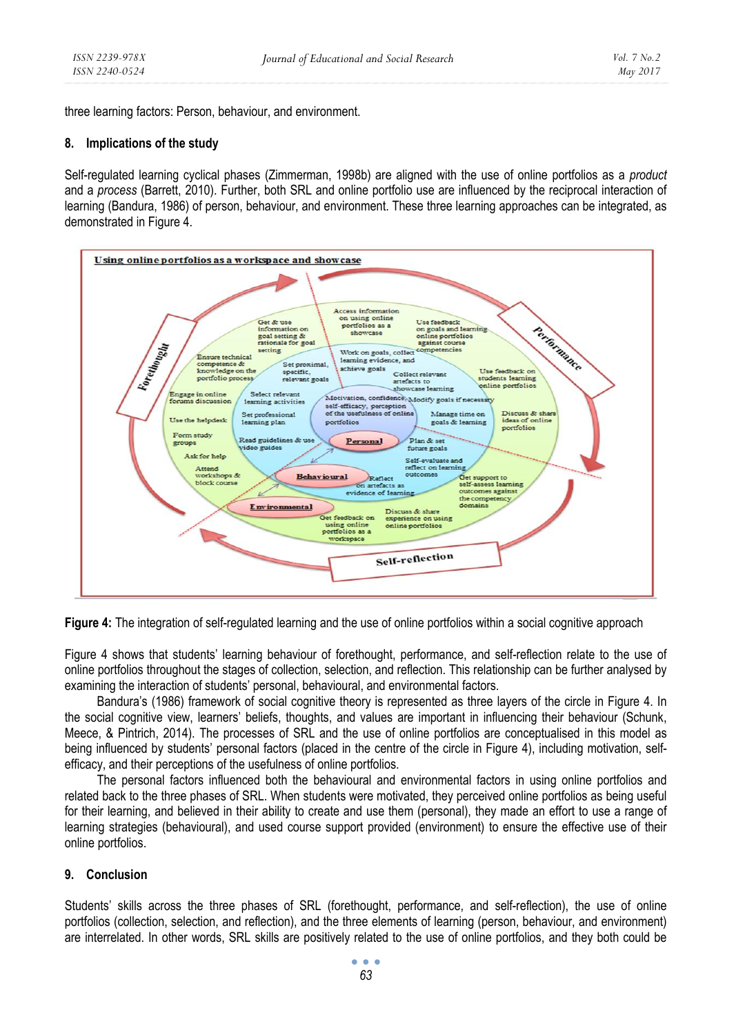three learning factors: Person, behaviour, and environment.

## 8. Implications of the study

Self-regulated learning cyclical phases (Zimmerman, 1998b) are aligned with the use of online portfolios as a *product* and a *process* (Barrett, 2010). Further, both SRL and online portfolio use are influenced by the reciprocal interaction of learning (Bandura, 1986) of person, behaviour, and environment. These three learning approaches can be integrated, as demonstrated in Figure 4.

**Figure 4:** The integration of self-regulated learning and the use of online portfolios within a social cognitive approach

Figure 4 shows that students' learning behaviour of forethought, performance, and self-reflection relate to the use of online portfolios throughout the stages of collection, selection, and reflection. This relationship can be further analysed by examining the interaction of students' personal, behavioural, and environmental factors.

Bandura's (1986) framework of social cognitive theory is represented as three layers of the circle in Figure 4. In the social cognitive view, learners' beliefs, thoughts, and values are important in influencing their behaviour (Schunk, Meece, & Pintrich, 2014). The processes of SRL and the use of online portfolios are conceptualised in this model as being influenced by students' personal factors (placed in the centre of the circle in Figure 4), including motivation, self-efficacy, and their perceptions of the usefulness of online portfolios.

The personal factors influenced both the behavioural and environmental factors in using online portfolios and related back to the three phases of SRL. When students were motivated, they perceived online portfolios as being useful for their learning, and believed in their ability to create and use them (personal), they made an effort to use a range of learning strategies (behavioural), and used course support provided (environment) to ensure the effective use of their online portfolios.

## 9. Conclusion

Students' skills across the three phases of SRL (forethought, performance, and self-reflection), the use of online portfolios (collection, selection, and reflection), and the three elements of learning (person, behaviour, and environment) are interrelated. In other words, SRL skills are positively related to the use of online portfolios, and they both could be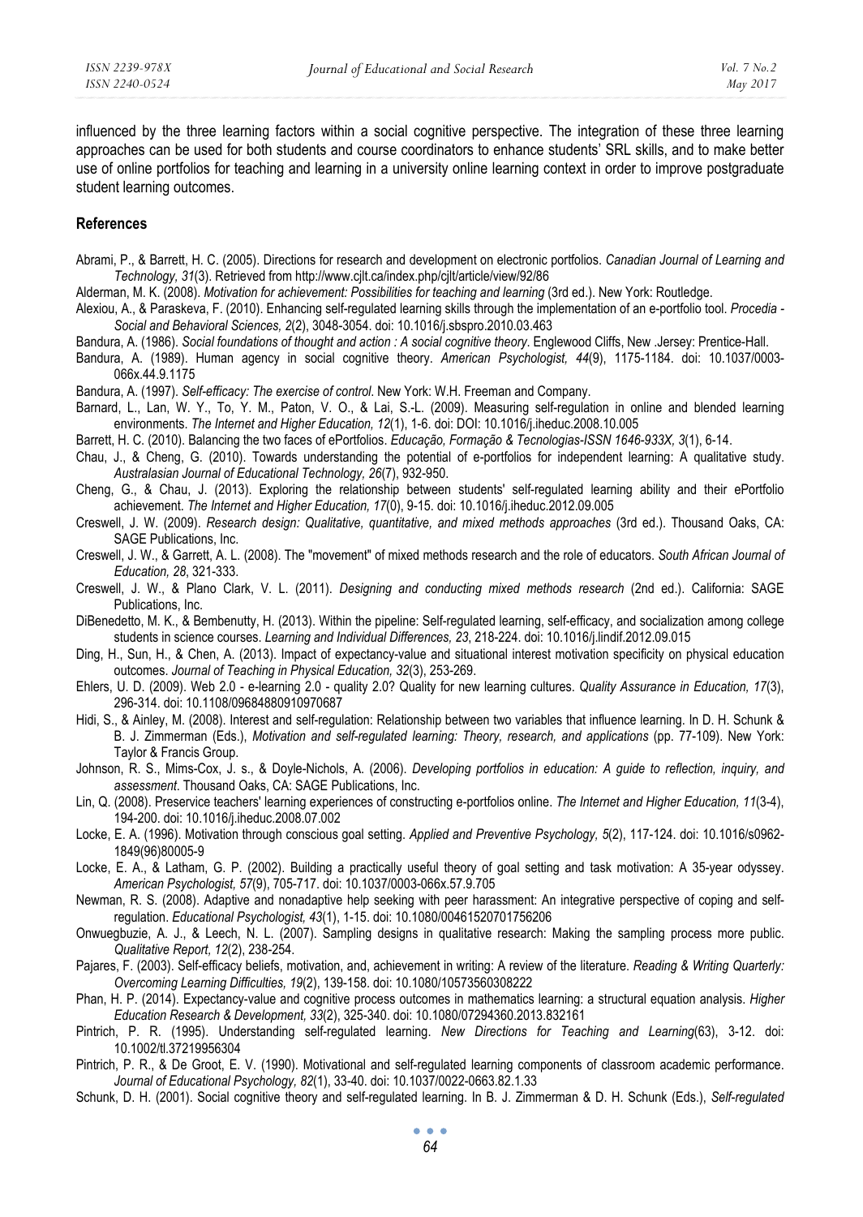influenced by the three learning factors within a social cognitive perspective. The integration of these three learning approaches can be used for both students and course coordinators to enhance students' SRL skills, and to make better use of online portfolios for teaching and learning in a university online learning context in order to improve postgraduate student learning outcomes.

## References

Abrami, P., & Barrett, H. C. (2005). Directions for research and development on electronic portfolios. *Canadian Journal of Learning and Technology, 31*(3). Retrieved from http://www.cjlt.ca/index.php/cjlt/article/view/92/86

Alderman, M. K. (2008). *Motivation for achievement: Possibilities for teaching and learning* (3rd ed.). New York: Routledge.

Alexiou, A., & Paraskeva, F. (2010). Enhancing self-regulated learning skills through the implementation of an e-portfolio tool. *Procedia - Social and Behavioral Sciences, 2*(2), 3048-3054. doi: 10.1016/j.sbspro.2010.03.463

Bandura, A. (1986). *Social foundations of thought and action : A social cognitive theory*. Englewood Cliffs, New .Jersey: Prentice-Hall.

Bandura, A. (1989). Human agency in social cognitive theory. *American Psychologist, 44*(9), 1175-1184. doi: 10.1037/0003-066x.44.9.1175

Bandura, A. (1997). *Self-efficacy: The exercise of control*. New York: W.H. Freeman and Company.

Barnard, L., Lan, W. Y., To, Y. M., Paton, V. O., & Lai, S.-L. (2009). Measuring self-regulation in online and blended learning environments. *The Internet and Higher Education, 12*(1), 1-6. doi: DOI: 10.1016/j.iheduc.2008.10.005

Barrett, H. C. (2010). Balancing the two faces of ePortfolios. *Educação, Formação & Tecnologias-ISSN 1646-933X, 3*(1), 6-14.

Chau, J., & Cheng, G. (2010). Towards understanding the potential of e-portfolios for independent learning: A qualitative study. *Australasian Journal of Educational Technology, 26*(7), 932-950.

Cheng, G., & Chau, J. (2013). Exploring the relationship between students' self-regulated learning ability and their ePortfolio achievement. *The Internet and Higher Education, 17*(0), 9-15. doi: 10.1016/j.iheduc.2012.09.005

Creswell, J. W. (2009). *Research design: Qualitative, quantitative, and mixed methods approaches* (3rd ed.). Thousand Oaks, CA: SAGE Publications, Inc.

Creswell, J. W., & Garrett, A. L. (2008). The "movement" of mixed methods research and the role of educators. *South African Journal of Education, 28*, 321-333.

Creswell, J. W., & Plano Clark, V. L. (2011). *Designing and conducting mixed methods research* (2nd ed.). California: SAGE Publications, Inc.

DiBenedetto, M. K., & Bembenutty, H. (2013). Within the pipeline: Self-regulated learning, self-efficacy, and socialization among college students in science courses. *Learning and Individual Differences, 23*, 218-224. doi: 10.1016/j.lindif.2012.09.015

Ding, H., Sun, H., & Chen, A. (2013). Impact of expectancy-value and situational interest motivation specificity on physical education outcomes. *Journal of Teaching in Physical Education, 32*(3), 253-269.

Ehlers, U. D. (2009). Web 2.0 - e-learning 2.0 - quality 2.0? Quality for new learning cultures. *Quality Assurance in Education, 17*(3), 296-314. doi: 10.1108/09684880910970687

Hidi, S., & Ainley, M. (2008). Interest and self-regulation: Relationship between two variables that influence learning. In D. H. Schunk & B. J. Zimmerman (Eds.), *Motivation and self-regulated learning: Theory, research, and applications* (pp. 77-109). New York: Taylor & Francis Group.

Johnson, R. S., Mims-Cox, J. s., & Doyle-Nichols, A. (2006). *Developing portfolios in education: A guide to reflection, inquiry, and assessment*. Thousand Oaks, CA: SAGE Publications, Inc.

Lin, Q. (2008). Preservice teachers' learning experiences of constructing e-portfolios online. *The Internet and Higher Education, 11*(3-4), 194-200. doi: 10.1016/j.iheduc.2008.07.002

Locke, E. A. (1996). Motivation through conscious goal setting. *Applied and Preventive Psychology, 5*(2), 117-124. doi: 10.1016/s0962-1849(96)80005-9

Locke, E. A., & Latham, G. P. (2002). Building a practically useful theory of goal setting and task motivation: A 35-year odyssey. *American Psychologist, 57*(9), 705-717. doi: 10.1037/0003-066x.57.9.705

Newman, R. S. (2008). Adaptive and nonadaptive help seeking with peer harassment: An integrative perspective of coping and self-regulation. *Educational Psychologist, 43*(1), 1-15. doi: 10.1080/00461520701756206

Onwuegbuzie, A. J., & Leech, N. L. (2007). Sampling designs in qualitative research: Making the sampling process more public. *Qualitative Report, 12*(2), 238-254.

Pajares, F. (2003). Self-efficacy beliefs, motivation, and, achievement in writing: A review of the literature. *Reading & Writing Quarterly: Overcoming Learning Difficulties, 19*(2), 139-158. doi: 10.1080/10573560308222

Phan, H. P. (2014). Expectancy-value and cognitive process outcomes in mathematics learning: a structural equation analysis. *Higher Education Research & Development, 33*(2), 325-340. doi: 10.1080/07294360.2013.832161

Pintrich, P. R. (1995). Understanding self-regulated learning. *New Directions for Teaching and Learning*(63), 3-12. doi: 10.1002/tl.37219956304

Pintrich, P. R., & De Groot, E. V. (1990). Motivational and self-regulated learning components of classroom academic performance. *Journal of Educational Psychology, 82*(1), 33-40. doi: 10.1037/0022-0663.82.1.33

Schunk, D. H. (2001). Social cognitive theory and self-regulated learning. In B. J. Zimmerman & D. H. Schunk (Eds.), *Self-regulated*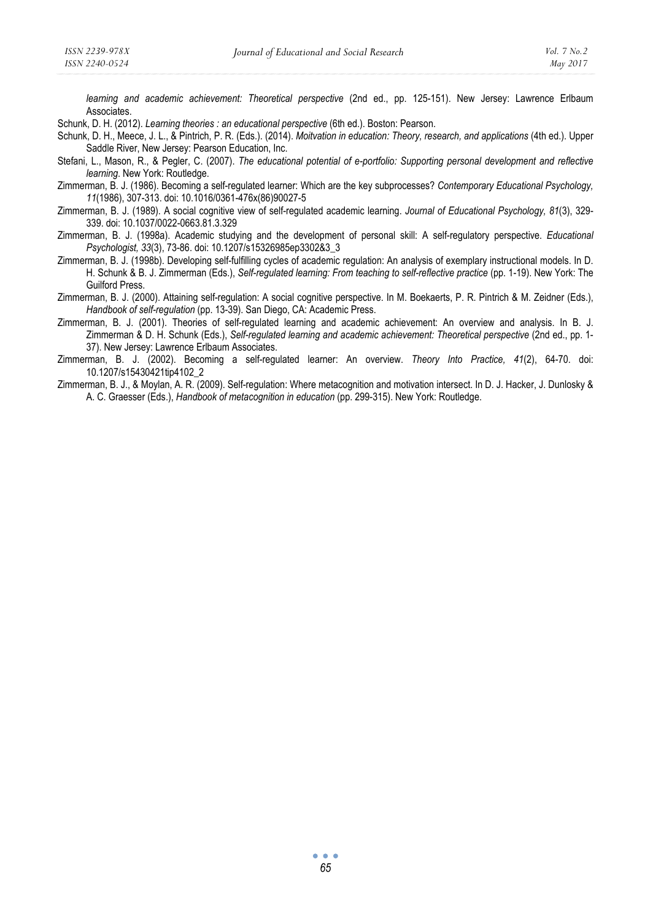*learning and academic achievement: Theoretical perspective* (2nd ed., pp. 125-151). New Jersey: Lawrence Erlbaum Associates.

Schunk, D. H. (2012). *Learning theories : an educational perspective* (6th ed.). Boston: Pearson.

Schunk, D. H., Meece, J. L., & Pintrich, P. R. (Eds.). (2014). *Moitvation in education: Theory, research, and applications* (4th ed.). Upper Saddle River, New Jersey: Pearson Education, Inc.

Stefani, L., Mason, R., & Pegler, C. (2007). *The educational potential of e-portfolio: Supporting personal development and reflective learning*. New York: Routledge.

Zimmerman, B. J. (1986). Becoming a self-regulated learner: Which are the key subprocesses? *Contemporary Educational Psychology, 11*(1986), 307-313. doi: 10.1016/0361-476x(86)90027-5

Zimmerman, B. J. (1989). A social cognitive view of self-regulated academic learning. *Journal of Educational Psychology, 81*(3), 329-339. doi: 10.1037/0022-0663.81.3.329

Zimmerman, B. J. (1998a). Academic studying and the development of personal skill: A self-regulatory perspective. *Educational Psychologist, 33*(3), 73-86. doi: 10.1207/s15326985ep3302&3_3

Zimmerman, B. J. (1998b). Developing self-fulfilling cycles of academic regulation: An analysis of exemplary instructional models. In D. H. Schunk & B. J. Zimmerman (Eds.), *Self-regulated learning: From teaching to self-reflective practice* (pp. 1-19). New York: The Guilford Press.

Zimmerman, B. J. (2000). Attaining self-regulation: A social cognitive perspective. In M. Boekaerts, P. R. Pintrich & M. Zeidner (Eds.), *Handbook of self-regulation* (pp. 13-39). San Diego, CA: Academic Press.

Zimmerman, B. J. (2001). Theories of self-regulated learning and academic achievement: An overview and analysis. In B. J. Zimmerman & D. H. Schunk (Eds.), *Self-regulated learning and academic achievement: Theoretical perspective* (2nd ed., pp. 1-37). New Jersey: Lawrence Erlbaum Associates.

Zimmerman, B. J. (2002). Becoming a self-regulated learner: An overview. *Theory Into Practice, 41*(2), 64-70. doi: 10.1207/s15430421tip4102_2

Zimmerman, B. J., & Moylan, A. R. (2009). Self-regulation: Where metacognition and motivation intersect. In D. J. Hacker, J. Dunlosky & A. C. Graesser (Eds.), *Handbook of metacognition in education* (pp. 299-315). New York: Routledge.